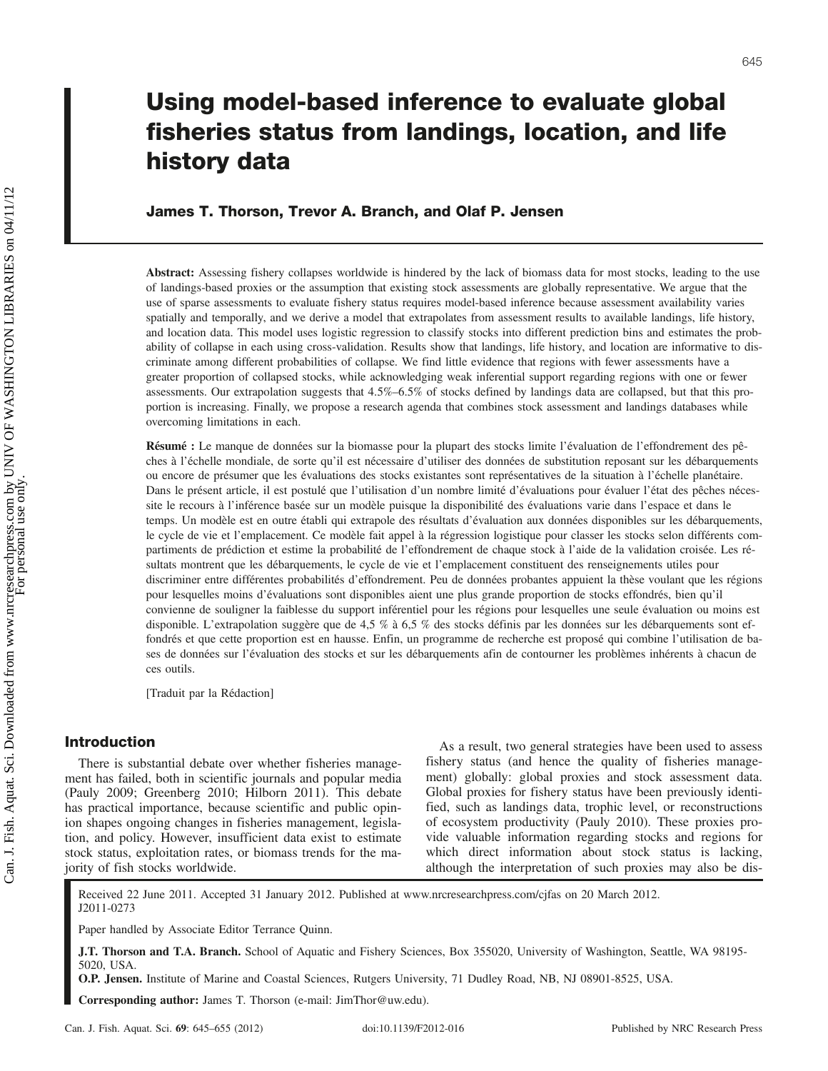# Using model-based inference to evaluate global fisheries status from landings, location, and life history data

**James T. Thorson, Trevor A. Branch, and Olaf P. Jensen**

**Abstract:** Assessing fishery collapses worldwide is hindered by the lack of biomass data for most stocks, leading to the use of landings-based proxies or the assumption that existing stock assessments are globally representative. We argue that the use of sparse assessments to evaluate fishery status requires model-based inference because assessment availability varies spatially and temporally, and we derive a model that extrapolates from assessment results to available landings, life history, and location data. This model uses logistic regression to classify stocks into different prediction bins and estimates the probability of collapse in each using cross-validation. Results show that landings, life history, and location are informative to discriminate among different probabilities of collapse. We find little evidence that regions with fewer assessments have a greater proportion of collapsed stocks, while acknowledging weak inferential support regarding regions with one or fewer assessments. Our extrapolation suggests that 4.5%–6.5% of stocks defined by landings data are collapsed, but that this proportion is increasing. Finally, we propose a research agenda that combines stock assessment and landings databases while overcoming limitations in each.

**Résumé :** Le manque de données sur la biomasse pour la plupart des stocks limite l'évaluation de l'effondrement des pêches à l'échelle mondiale, de sorte qu'il est nécessaire d'utiliser des données de substitution reposant sur les débarquements ou encore de présumer que les évaluations des stocks existantes sont représentatives de la situation à l'échelle planétaire. Dans le présent article, il est postulé que l'utilisation d'un nombre limité d'évaluations pour évaluer l'état des pêches nécessite le recours à l'inférence basée sur un modèle puisque la disponibilité des évaluations varie dans l'espace et dans le temps. Un modèle est en outre établi qui extrapole des résultats d'évaluation aux données disponibles sur les débarquements, le cycle de vie et l'emplacement. Ce modèle fait appel à la régression logistique pour classer les stocks selon différents compartiments de prédiction et estime la probabilité de l'effondrement de chaque stock à l'aide de la validation croisée. Les résultats montrent que les débarquements, le cycle de vie et l'emplacement constituent des renseignements utiles pour discriminer entre différentes probabilités d'effondrement. Peu de données probantes appuient la thèse voulant que les régions pour lesquelles moins d'évaluations sont disponibles aient une plus grande proportion de stocks effondrés, bien qu'il convienne de souligner la faiblesse du support inférentiel pour les régions pour lesquelles une seule évaluation ou moins est disponible. L'extrapolation suggère que de 4,5 % à 6,5 % des stocks définis par les données sur les débarquements sont effondrés et que cette proportion est en hausse. Enfin, un programme de recherche est proposé qui combine l'utilisation de bases de données sur l'évaluation des stocks et sur les débarquements afin de contourner les problèmes inhérents à chacun de ces outils.

[Traduit par la Rédaction]

## Introduction

There is substantial debate over whether fisheries management has failed, both in scientific journals and popular media (Pauly 2009; Greenberg 2010; Hilborn 2011). This debate has practical importance, because scientific and public opinion shapes ongoing changes in fisheries management, legislation, and policy. However, insufficient data exist to estimate stock status, exploitation rates, or biomass trends for the majority of fish stocks worldwide.

As a result, two general strategies have been used to assess fishery status (and hence the quality of fisheries management) globally: global proxies and stock assessment data. Global proxies for fishery status have been previously identified, such as landings data, trophic level, or reconstructions of ecosystem productivity (Pauly 2010). These proxies provide valuable information regarding stocks and regions for which direct information about stock status is lacking, although the interpretation of such proxies may also be dis-

Received 22 June 2011. Accepted 31 January 2012. Published at www.nrcresearchpress.com/cjfas on 20 March 2012. J2011-0273

Paper handled by Associate Editor Terrance Quinn.

**J.T. Thorson and T.A. Branch.** School of Aquatic and Fishery Sciences, Box 355020, University of Washington, Seattle, WA 98195-5020, USA.
**O.P. Jensen.** Institute of Marine and Coastal Sciences, Rutgers University, 71 Dudley Road, NB, NJ 08901-8525, USA.

**Corresponding author:** James T. Thorson (e-mail: JimThor@uw.edu).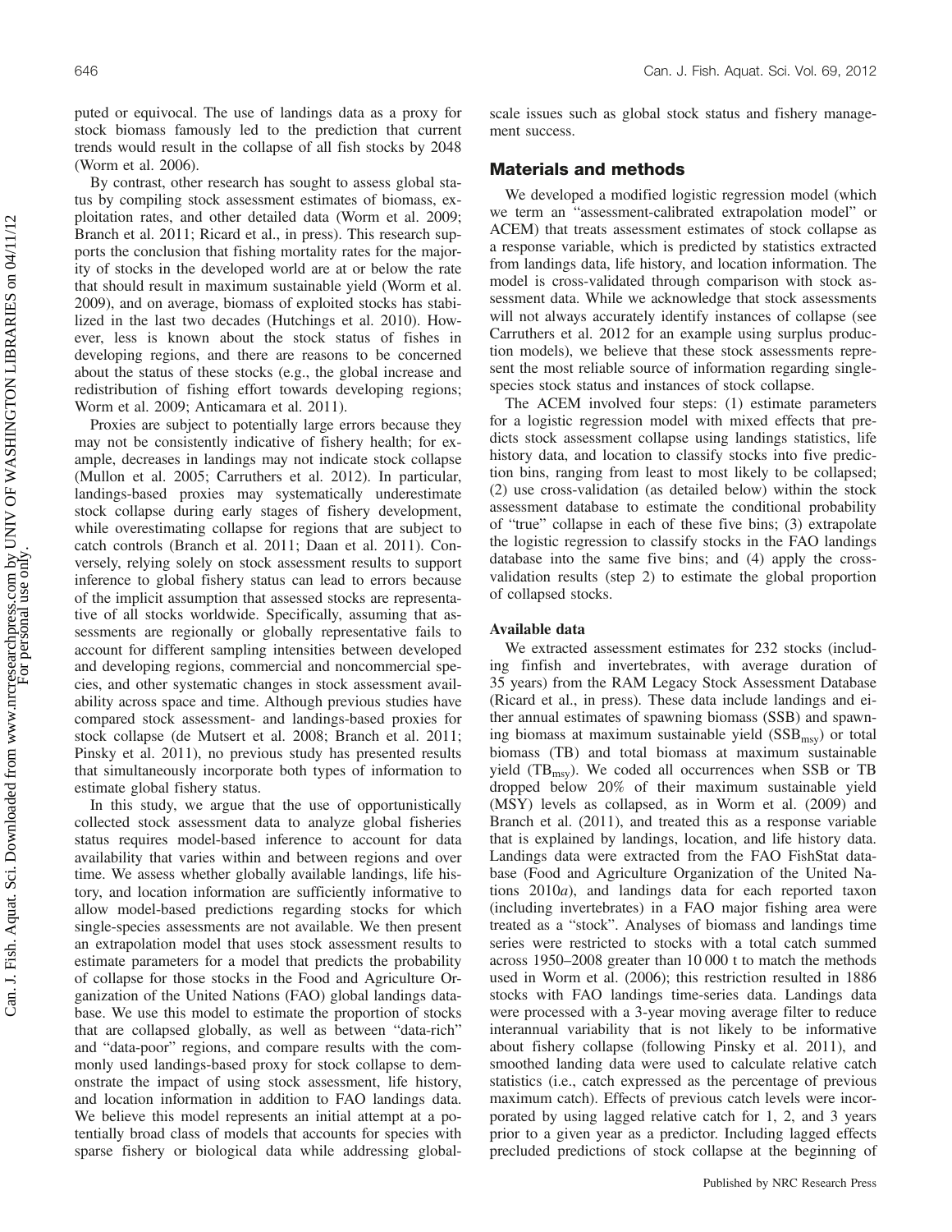puted or equivocal. The use of landings data as a proxy for stock biomass famously led to the prediction that current trends would result in the collapse of all fish stocks by 2048 (Worm et al. 2006).

By contrast, other research has sought to assess global status by compiling stock assessment estimates of biomass, exploitation rates, and other detailed data (Worm et al. 2009; Branch et al. 2011; Ricard et al., in press). This research supports the conclusion that fishing mortality rates for the majority of stocks in the developed world are at or below the rate that should result in maximum sustainable yield (Worm et al. 2009), and on average, biomass of exploited stocks has stabilized in the last two decades (Hutchings et al. 2010). However, less is known about the stock status of fishes in developing regions, and there are reasons to be concerned about the status of these stocks (e.g., the global increase and redistribution of fishing effort towards developing regions; Worm et al. 2009; Anticamara et al. 2011).

Proxies are subject to potentially large errors because they may not be consistently indicative of fishery health; for example, decreases in landings may not indicate stock collapse (Mullon et al. 2005; Carruthers et al. 2012). In particular, landings-based proxies may systematically underestimate stock collapse during early stages of fishery development, while overestimating collapse for regions that are subject to catch controls (Branch et al. 2011; Daan et al. 2011). Conversely, relying solely on stock assessment results to support inference to global fishery status can lead to errors because of the implicit assumption that assessed stocks are representative of all stocks worldwide. Specifically, assuming that assessments are regionally or globally representative fails to account for different sampling intensities between developed and developing regions, commercial and noncommercial species, and other systematic changes in stock assessment availability across space and time. Although previous studies have compared stock assessment- and landings-based proxies for stock collapse (de Mutsert et al. 2008; Branch et al. 2011; Pinsky et al. 2011), no previous study has presented results that simultaneously incorporate both types of information to estimate global fishery status.

In this study, we argue that the use of opportunistically collected stock assessment data to analyze global fisheries status requires model-based inference to account for data availability that varies within and between regions and over time. We assess whether globally available landings, life history, and location information are sufficiently informative to allow model-based predictions regarding stocks for which single-species assessments are not available. We then present an extrapolation model that uses stock assessment results to estimate parameters for a model that predicts the probability of collapse for those stocks in the Food and Agriculture Organization of the United Nations (FAO) global landings database. We use this model to estimate the proportion of stocks that are collapsed globally, as well as between "data-rich" and "data-poor" regions, and compare results with the commonly used landings-based proxy for stock collapse to demonstrate the impact of using stock assessment, life history, and location information in addition to FAO landings data. We believe this model represents an initial attempt at a potentially broad class of models that accounts for species with sparse fishery or biological data while addressing global-scale issues such as global stock status and fishery management success.

## Materials and methods

We developed a modified logistic regression model (which we term an "assessment-calibrated extrapolation model" or ACEM) that treats assessment estimates of stock collapse as a response variable, which is predicted by statistics extracted from landings data, life history, and location information. The model is cross-validated through comparison with stock assessment data. While we acknowledge that stock assessments will not always accurately identify instances of collapse (see Carruthers et al. 2012 for an example using surplus production models), we believe that these stock assessments represent the most reliable source of information regarding single-species stock status and instances of stock collapse.

The ACEM involved four steps: (1) estimate parameters for a logistic regression model with mixed effects that predicts stock assessment collapse using landings statistics, life history data, and location to classify stocks into five prediction bins, ranging from least to most likely to be collapsed; (2) use cross-validation (as detailed below) within the stock assessment database to estimate the conditional probability of "true" collapse in each of these five bins; (3) extrapolate the logistic regression to classify stocks in the FAO landings database into the same five bins; and (4) apply the cross-validation results (step 2) to estimate the global proportion of collapsed stocks.

### Available data

We extracted assessment estimates for 232 stocks (including finfish and invertebrates, with average duration of 35 years) from the RAM Legacy Stock Assessment Database (Ricard et al., in press). These data include landings and either annual estimates of spawning biomass (SSB) and spawning biomass at maximum sustainable yield ($SSB_{msy}$) or total biomass (TB) and total biomass at maximum sustainable yield ($TB_{msy}$). We coded all occurrences when SSB or TB dropped below 20% of their maximum sustainable yield (MSY) levels as collapsed, as in Worm et al. (2009) and Branch et al. (2011), and treated this as a response variable that is explained by landings, location, and life history data. Landings data were extracted from the FAO FishStat database (Food and Agriculture Organization of the United Nations 2010*a*), and landings data for each reported taxon (including invertebrates) in a FAO major fishing area were treated as a "stock". Analyses of biomass and landings time series were restricted to stocks with a total catch summed across 1950–2008 greater than 10 000 t to match the methods used in Worm et al. (2006); this restriction resulted in 1886 stocks with FAO landings time-series data. Landings data were processed with a 3-year moving average filter to reduce interannual variability that is not likely to be informative about fishery collapse (following Pinsky et al. 2011), and smoothed landing data were used to calculate relative catch statistics (i.e., catch expressed as the percentage of previous maximum catch). Effects of previous catch levels were incorporated by using lagged relative catch for 1, 2, and 3 years prior to a given year as a predictor. Including lagged effects precluded predictions of stock collapse at the beginning of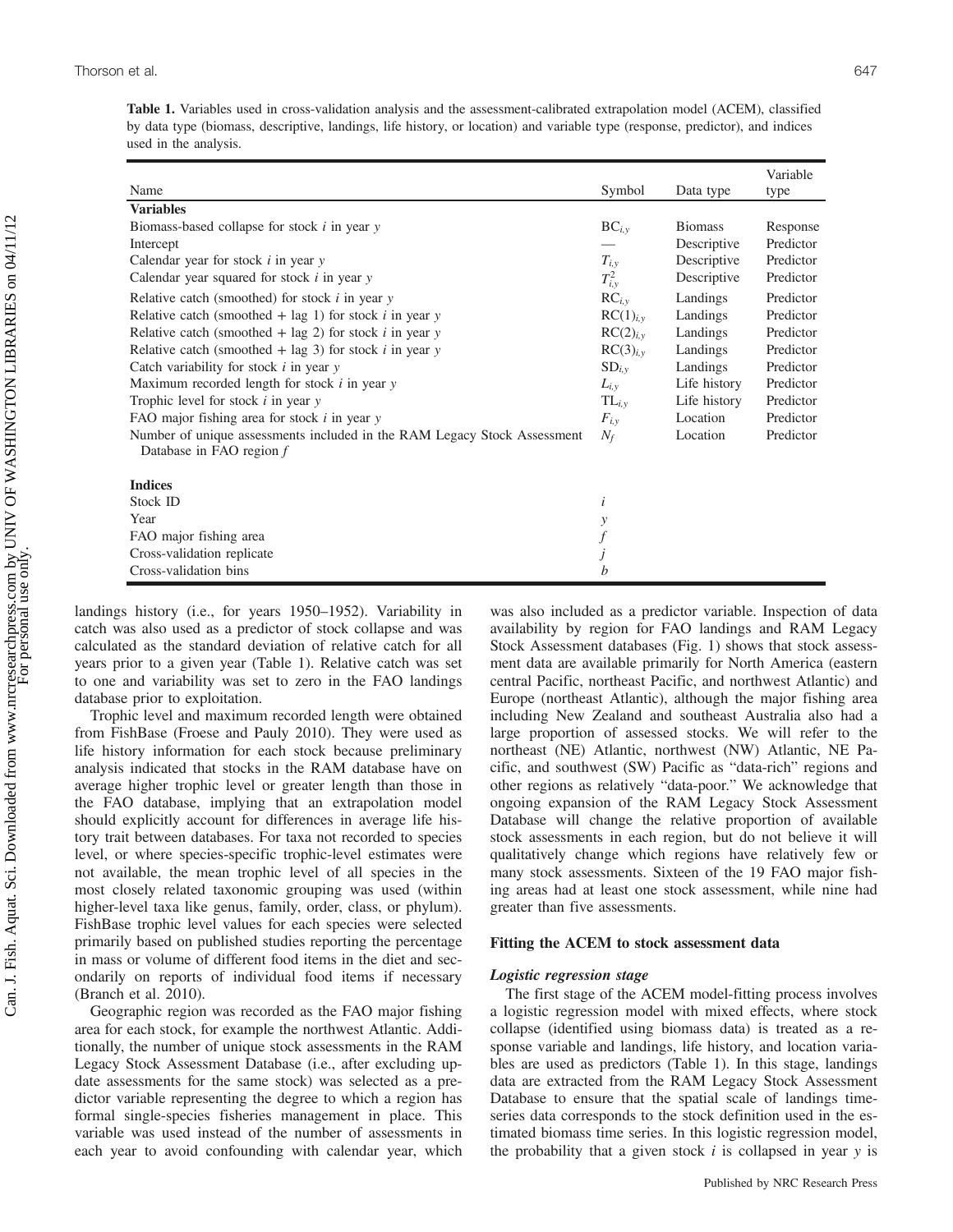**Table 1.** Variables used in cross-validation analysis and the assessment-calibrated extrapolation model (ACEM), classified by data type (biomass, descriptive, landings, life history, or location) and variable type (response, predictor), and indices used in the analysis.

| Name | Symbol | Data type | Variable type |
|---|---|---|---|
| **Variables** | | | |
| Biomass-based collapse for stock *i* in year *y* | $BC_{i,y}$ | Biomass | Response |
| Intercept | — | Descriptive | Predictor |
| Calendar year for stock *i* in year *y* | $T_{i,y}$ | Descriptive | Predictor |
| Calendar year squared for stock *i* in year *y* | $T_{i,y}^2$ | Descriptive | Predictor |
| Relative catch (smoothed) for stock *i* in year *y* | $RC_{i,y}$ | Landings | Predictor |
| Relative catch (smoothed + lag 1) for stock *i* in year *y* | $RC(1)_{i,y}$ | Landings | Predictor |
| Relative catch (smoothed + lag 2) for stock *i* in year *y* | $RC(2)_{i,y}$ | Landings | Predictor |
| Relative catch (smoothed + lag 3) for stock *i* in year *y* | $RC(3)_{i,y}$ | Landings | Predictor |
| Catch variability for stock *i* in year *y* | $SD_{i,y}$ | Landings | Predictor |
| Maximum recorded length for stock *i* in year *y* | $L_{i,y}$ | Life history | Predictor |
| Trophic level for stock *i* in year *y* | $TL_{i,y}$ | Life history | Predictor |
| FAO major fishing area for stock *i* in year *y* | $F_{i,y}$ | Location | Predictor |
| Number of unique assessments included in the RAM Legacy Stock Assessment Database in FAO region *f* | $N_f$ | Location | Predictor |
| **Indices** | | | |
| Stock ID | $i$ | | |
| Year | $y$ | | |
| FAO major fishing area | $f$ | | |
| Cross-validation replicate | $j$ | | |
| Cross-validation bins | $b$ | | |

landings history (i.e., for years 1950–1952). Variability in catch was also used as a predictor of stock collapse and was calculated as the standard deviation of relative catch for all years prior to a given year (Table 1). Relative catch was set to one and variability was set to zero in the FAO landings database prior to exploitation.

Trophic level and maximum recorded length were obtained from FishBase (Froese and Pauly 2010). They were used as life history information for each stock because preliminary analysis indicated that stocks in the RAM database have on average higher trophic level or greater length than those in the FAO database, implying that an extrapolation model should explicitly account for differences in average life history trait between databases. For taxa not recorded to species level, or where species-specific trophic-level estimates were not available, the mean trophic level of all species in the most closely related taxonomic grouping was used (within higher-level taxa like genus, family, order, class, or phylum). FishBase trophic level values for each species were selected primarily based on published studies reporting the percentage in mass or volume of different food items in the diet and secondarily on reports of individual food items if necessary (Branch et al. 2010).

Geographic region was recorded as the FAO major fishing area for each stock, for example the northwest Atlantic. Additionally, the number of unique stock assessments in the RAM Legacy Stock Assessment Database (i.e., after excluding update assessments for the same stock) was selected as a predictor variable representing the degree to which a region has formal single-species fisheries management in place. This variable was used instead of the number of assessments in each year to avoid confounding with calendar year, which was also included as a predictor variable. Inspection of data availability by region for FAO landings and RAM Legacy Stock Assessment databases (Fig. 1) shows that stock assessment data are available primarily for North America (eastern central Pacific, northeast Pacific, and northwest Atlantic) and Europe (northeast Atlantic), although the major fishing area including New Zealand and southeast Australia also had a large proportion of assessed stocks. We will refer to the northeast (NE) Atlantic, northwest (NW) Atlantic, NE Pacific, and southwest (SW) Pacific as "data-rich" regions and other regions as relatively "data-poor." We acknowledge that ongoing expansion of the RAM Legacy Stock Assessment Database will change the relative proportion of available stock assessments in each region, but do not believe it will qualitatively change which regions have relatively few or many stock assessments. Sixteen of the 19 FAO major fishing areas had at least one stock assessment, while nine had greater than five assessments.

## Fitting the ACEM to stock assessment data

### *Logistic regression stage*

The first stage of the ACEM model-fitting process involves a logistic regression model with mixed effects, where stock collapse (identified using biomass data) is treated as a response variable and landings, life history, and location variables are used as predictors (Table 1). In this stage, landings data are extracted from the RAM Legacy Stock Assessment Database to ensure that the spatial scale of landings time-series data corresponds to the stock definition used in the estimated biomass time series. In this logistic regression model, the probability that a given stock *i* is collapsed in year *y* is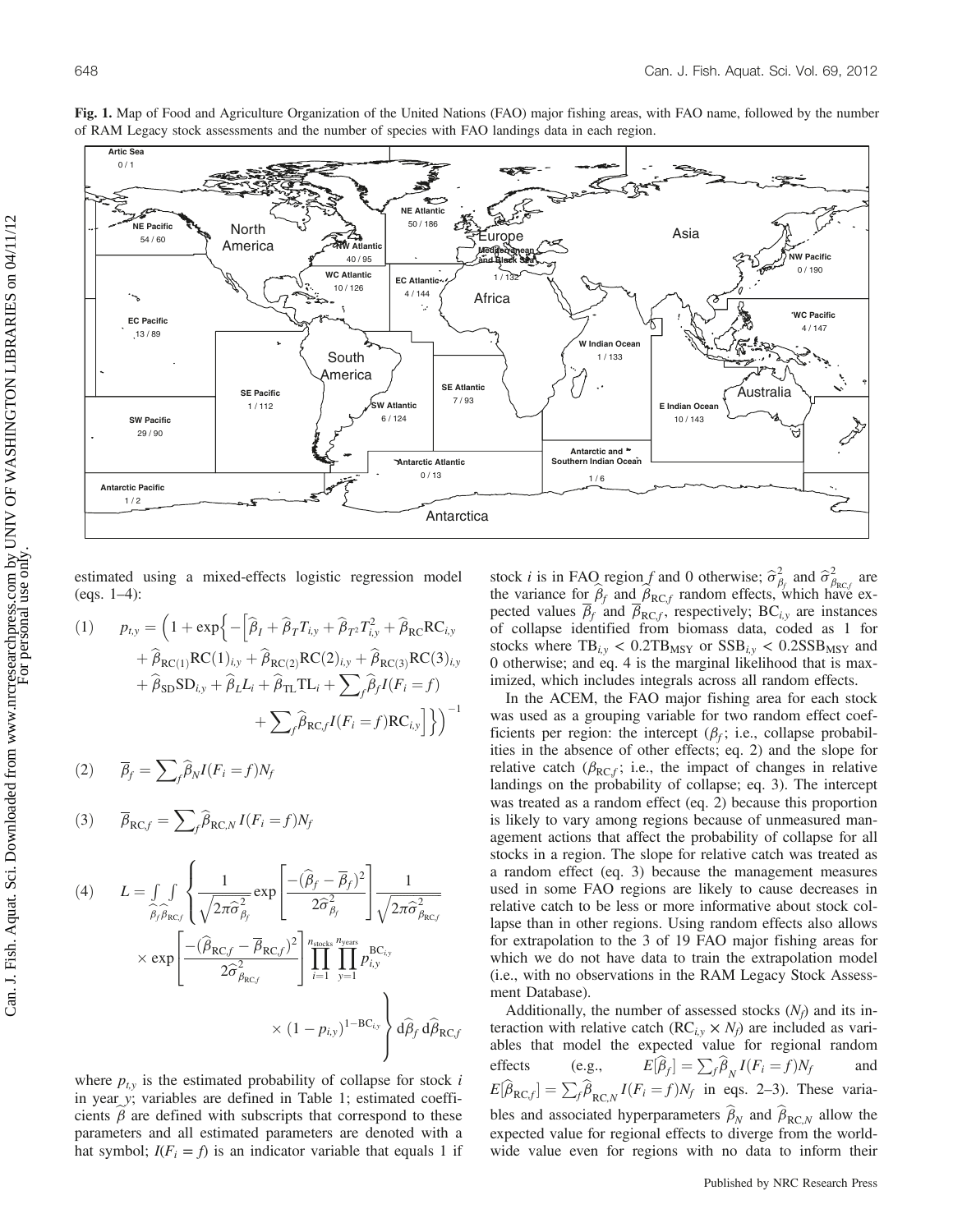**Fig. 1.** Map of Food and Agriculture Organization of the United Nations (FAO) major fishing areas, with FAO name, followed by the number of RAM Legacy stock assessments and the number of species with FAO landings data in each region.

estimated using a mixed-effects logistic regression model (eqs. 1–4):

$$(1)\quad p_{t,y} = \Big(1 + \exp\Big\{-\Big[\widehat{\beta}_I + \widehat{\beta}_T T_{i,y} + \widehat{\beta}_{T^2} T_{i,y}^2 + \widehat{\beta}_{\mathrm{RC}}\mathrm{RC}_{i,y} + \widehat{\beta}_{\mathrm{RC}(1)}\mathrm{RC}(1)_{i,y} + \widehat{\beta}_{\mathrm{RC}(2)}\mathrm{RC}(2)_{i,y} + \widehat{\beta}_{\mathrm{RC}(3)}\mathrm{RC}(3)_{i,y} + \widehat{\beta}_{\mathrm{SD}}\mathrm{SD}_{i,y} + \widehat{\beta}_L L_i + \widehat{\beta}_{\mathrm{TL}}\mathrm{TL}_i + \sum_f \widehat{\beta}_f I(F_i = f) + \sum_f \widehat{\beta}_{\mathrm{RC},f} I(F_i = f)\mathrm{RC}_{i,y}\Big]\Big\}\Big)^{-1}$$

$$(2)\quad \overline{\beta}_f = \sum_f \widehat{\beta}_N I(F_i = f) N_f$$

$$(3)\quad \overline{\beta}_{\mathrm{RC},f} = \sum_f \widehat{\beta}_{\mathrm{RC},N}\, I(F_i = f) N_f$$

$$(4)\quad L = \int_{\widehat{\beta}_f}\int_{\widehat{\beta}_{\mathrm{RC},f}} \left\{ \frac{1}{\sqrt{2\pi\widehat{\sigma}^2_{\beta_f}}} \exp\left[\frac{-(\widehat{\beta}_f - \overline{\beta}_f)^2}{2\widehat{\sigma}^2_{\beta_f}}\right] \frac{1}{\sqrt{2\pi\widehat{\sigma}^2_{\beta_{\mathrm{RC},f}}}} \times \exp\left[\frac{-(\widehat{\beta}_{\mathrm{RC},f} - \overline{\beta}_{\mathrm{RC},f})^2}{2\widehat{\sigma}^2_{\beta_{\mathrm{RC},f}}}\right] \prod_{i=1}^{n_{\mathrm{stocks}}}\prod_{y=1}^{n_{\mathrm{years}}} p_{i,y}^{\mathrm{BC}_{i,y}} \times (1 - p_{i,y})^{1-\mathrm{BC}_{i,y}} \right\} d\widehat{\beta}_f\, d\widehat{\beta}_{\mathrm{RC},f}$$

where $p_{t,y}$ is the estimated probability of collapse for stock $i$ in year $y$; variables are defined in Table 1; estimated coefficients $\widehat{\beta}$ are defined with subscripts that correspond to these parameters and all estimated parameters are denoted with a hat symbol; $I(F_i = f)$ is an indicator variable that equals 1 if stock $i$ is in FAO region $f$ and 0 otherwise; $\widehat{\sigma}^2_{\beta_f}$ and $\widehat{\sigma}^2_{\beta_{\mathrm{RC},f}}$ are the variance for $\widehat{\beta}_f$ and $\widehat{\beta}_{\mathrm{RC},f}$ random effects, which have expected values $\overline{\beta}_f$ and $\overline{\beta}_{\mathrm{RC},f}$, respectively; $\mathrm{BC}_{i,y}$ are instances of collapse identified from biomass data, coded as 1 for stocks where $\mathrm{TB}_{i,y} < 0.2\mathrm{TB}_{\mathrm{MSY}}$ or $\mathrm{SSB}_{i,y} < 0.2\mathrm{SSB}_{\mathrm{MSY}}$ and 0 otherwise; and eq. 4 is the marginal likelihood that is maximized, which includes integrals across all random effects.

In the ACEM, the FAO major fishing area for each stock was used as a grouping variable for two random effect coefficients per region: the intercept ($\beta_f$; i.e., collapse probabilities in the absence of other effects; eq. 2) and the slope for relative catch ($\beta_{\mathrm{RC},f}$; i.e., the impact of changes in relative landings on the probability of collapse; eq. 3). The intercept was treated as a random effect (eq. 2) because this proportion is likely to vary among regions because of unmeasured management actions that affect the probability of collapse for all stocks in a region. The slope for relative catch was treated as a random effect (eq. 3) because the management measures used in some FAO regions are likely to cause decreases in relative catch to be less or more informative about stock collapse than in other regions. Using random effects also allows for extrapolation to the 3 of 19 FAO major fishing areas for which we do not have data to train the extrapolation model (i.e., with no observations in the RAM Legacy Stock Assessment Database).

Additionally, the number of assessed stocks ($N_f$) and its interaction with relative catch ($\mathrm{RC}_{i,y} \times N_f$) are included as variables that model the expected value for regional random effects (e.g., $E[\widehat{\beta}_f] = \sum_f \widehat{\beta}_N I(F_i = f) N_f$ and $E[\widehat{\beta}_{\mathrm{RC},f}] = \sum_f \widehat{\beta}_{\mathrm{RC},N} I(F_i = f) N_f$ in eqs. 2–3). These variables and associated hyperparameters $\widehat{\beta}_N$ and $\widehat{\beta}_{\mathrm{RC},N}$ allow the expected value for regional effects to diverge from the worldwide value even for regions with no data to inform their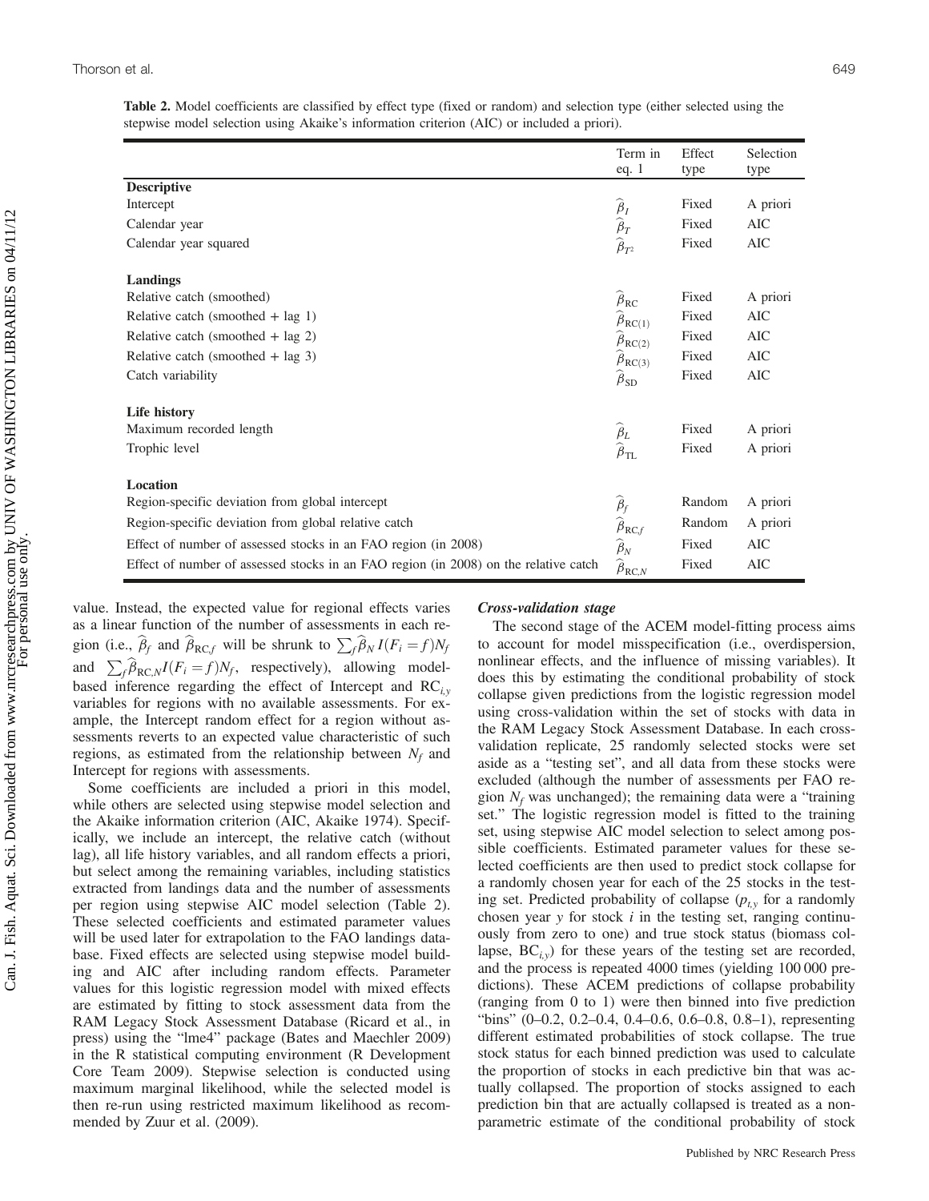**Table 2.** Model coefficients are classified by effect type (fixed or random) and selection type (either selected using the stepwise model selection using Akaike's information criterion (AIC) or included a priori).

| | Term in eq. 1 | Effect type | Selection type |
|---|---|---|---|
| **Descriptive** | | | |
| Intercept | $\widehat{\beta}_I$ | Fixed | A priori |
| Calendar year | $\widehat{\beta}_T$ | Fixed | AIC |
| Calendar year squared | $\widehat{\beta}_{T^2}$ | Fixed | AIC |
| **Landings** | | | |
| Relative catch (smoothed) | $\widehat{\beta}_{\mathrm{RC}}$ | Fixed | A priori |
| Relative catch (smoothed + lag 1) | $\widehat{\beta}_{\mathrm{RC}(1)}$ | Fixed | AIC |
| Relative catch (smoothed + lag 2) | $\widehat{\beta}_{\mathrm{RC}(2)}$ | Fixed | AIC |
| Relative catch (smoothed + lag 3) | $\widehat{\beta}_{\mathrm{RC}(3)}$ | Fixed | AIC |
| Catch variability | $\widehat{\beta}_{\mathrm{SD}}$ | Fixed | AIC |
| **Life history** | | | |
| Maximum recorded length | $\widehat{\beta}_L$ | Fixed | A priori |
| Trophic level | $\widehat{\beta}_{\mathrm{TL}}$ | Fixed | A priori |
| **Location** | | | |
| Region-specific deviation from global intercept | $\widehat{\beta}_f$ | Random | A priori |
| Region-specific deviation from global relative catch | $\widehat{\beta}_{\mathrm{RC},f}$ | Random | A priori |
| Effect of number of assessed stocks in an FAO region (in 2008) | $\widehat{\beta}_N$ | Fixed | AIC |
| Effect of number of assessed stocks in an FAO region (in 2008) on the relative catch | $\widehat{\beta}_{\mathrm{RC},N}$ | Fixed | AIC |

value. Instead, the expected value for regional effects varies as a linear function of the number of assessments in each region (i.e., $\widehat{\beta}_f$ and $\widehat{\beta}_{\mathrm{RC},f}$ will be shrunk to $\sum_f \widehat{\beta}_N I(F_i = f) N_f$ and $\sum_f \widehat{\beta}_{\mathrm{RC},N} I(F_i = f) N_f$, respectively), allowing model-based inference regarding the effect of Intercept and $\mathrm{RC}_{i,y}$ variables for regions with no available assessments. For example, the Intercept random effect for a region without assessments reverts to an expected value characteristic of such regions, as estimated from the relationship between $N_f$ and Intercept for regions with assessments.

Some coefficients are included a priori in this model, while others are selected using stepwise model selection and the Akaike information criterion (AIC, Akaike 1974). Specifically, we include an intercept, the relative catch (without lag), all life history variables, and all random effects a priori, but select among the remaining variables, including statistics extracted from landings data and the number of assessments per region using stepwise AIC model selection (Table 2). These selected coefficients and estimated parameter values will be used later for extrapolation to the FAO landings database. Fixed effects are selected using stepwise model building and AIC after including random effects. Parameter values for this logistic regression model with mixed effects are estimated by fitting to stock assessment data from the RAM Legacy Stock Assessment Database (Ricard et al., in press) using the "lme4" package (Bates and Maechler 2009) in the R statistical computing environment (R Development Core Team 2009). Stepwise selection is conducted using maximum marginal likelihood, while the selected model is then re-run using restricted maximum likelihood as recommended by Zuur et al. (2009).

### *Cross-validation stage*

The second stage of the ACEM model-fitting process aims to account for model misspecification (i.e., overdispersion, nonlinear effects, and the influence of missing variables). It does this by estimating the conditional probability of stock collapse given predictions from the logistic regression model using cross-validation within the set of stocks with data in the RAM Legacy Stock Assessment Database. In each cross-validation replicate, 25 randomly selected stocks were set aside as a "testing set", and all data from these stocks were excluded (although the number of assessments per FAO region $N_f$ was unchanged); the remaining data were a "training set." The logistic regression model is fitted to the training set, using stepwise AIC model selection to select among possible coefficients. Estimated parameter values for these selected coefficients are then used to predict stock collapse for a randomly chosen year for each of the 25 stocks in the testing set. Predicted probability of collapse ($p_{t,y}$ for a randomly chosen year $y$ for stock $i$ in the testing set, ranging continuously from zero to one) and true stock status (biomass collapse, $\mathrm{BC}_{i,y}$) for these years of the testing set are recorded, and the process is repeated 4000 times (yielding 100 000 predictions). These ACEM predictions of collapse probability (ranging from 0 to 1) were then binned into five prediction "bins" (0–0.2, 0.2–0.4, 0.4–0.6, 0.6–0.8, 0.8–1), representing different estimated probabilities of stock collapse. The true stock status for each binned prediction was used to calculate the proportion of stocks in each predictive bin that was actually collapsed. The proportion of stocks assigned to each prediction bin that are actually collapsed is treated as a nonparametric estimate of the conditional probability of stock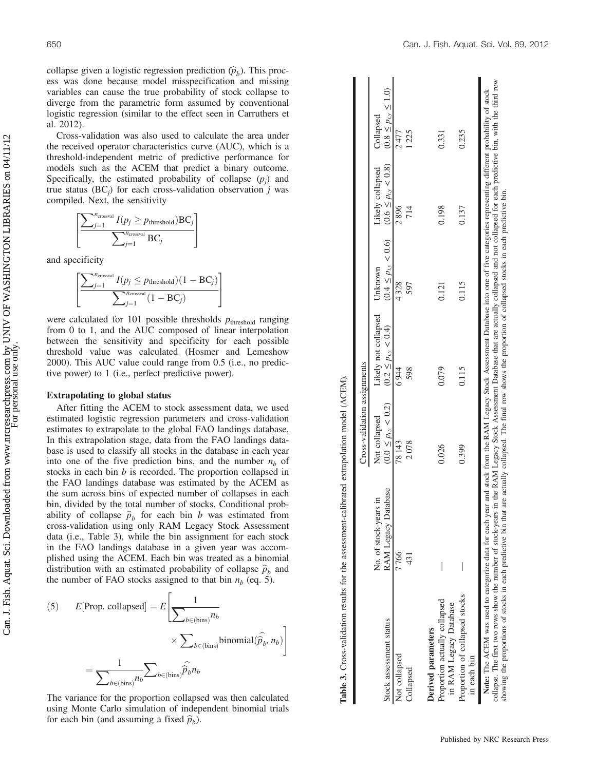collapse given a logistic regression prediction ($\widehat{p}_b$). This process was done because model misspecification and missing variables can cause the true probability of stock collapse to diverge from the parametric form assumed by conventional logistic regression (similar to the effect seen in Carruthers et al. 2012).

Cross-validation was also used to calculate the area under the received operator characteristics curve (AUC), which is a threshold-independent metric of predictive performance for models such as the ACEM that predict a binary outcome. Specifically, the estimated probability of collapse ($p_j$) and true status ($BC_j$) for each cross-validation observation $j$ was compiled. Next, the sensitivity

$$\left[\frac{\sum_{j=1}^{n_{\text{crossval}}} I(p_j \geq p_{\text{threshold}})\text{BC}_j}{\sum_{j=1}^{n_{\text{crossval}}} \text{BC}_j}\right]$$

and specificity

$$\left[\frac{\sum_{j=1}^{n_{\text{crossval}}} I(p_j \leq p_{\text{threshold}})(1-\text{BC}_j)}{\sum_{j=1}^{n_{\text{crossval}}} (1-\text{BC}_j)}\right]$$

were calculated for 101 possible thresholds $p_{\text{threshold}}$ ranging from 0 to 1, and the AUC composed of linear interpolation between the sensitivity and specificity for each possible threshold value was calculated (Hosmer and Lemeshow 2000). This AUC value could range from 0.5 (i.e., no predictive power) to 1 (i.e., perfect predictive power).

### Extrapolating to global status

After fitting the ACEM to stock assessment data, we used estimated logistic regression parameters and cross-validation estimates to extrapolate to the global FAO landings database. In this extrapolation stage, data from the FAO landings database is used to classify all stocks in the database in each year into one of the five prediction bins, and the number $n_b$ of stocks in each bin $b$ is recorded. The proportion collapsed in the FAO landings database was estimated by the ACEM as the sum across bins of expected number of collapses in each bin, divided by the total number of stocks. Conditional probability of collapse $\widehat{p}_b$ for each bin $b$ was estimated from cross-validation using only RAM Legacy Stock Assessment data (i.e., Table 3), while the bin assignment for each stock in the FAO landings database in a given year was accomplished using the ACEM. Each bin was treated as a binomial distribution with an estimated probability of collapse $\widehat{p}_b$ and the number of FAO stocks assigned to that bin $n_b$ (eq. 5).

$$(5) \qquad E[\text{Prop. collapsed}] = E\left[\frac{1}{\sum_{b\in(\text{bins})} n_b} \times \sum_{b\in(\text{bins})} \text{binomial}(\widehat{p}_b, n_b)\right] = \frac{1}{\sum_{b\in(\text{bins})} n_b} \sum_{b\in(\text{bins})} \widehat{p}_b n_b$$

The variance for the proportion collapsed was then calculated using Monte Carlo simulation of independent binomial trials for each bin (and assuming a fixed $\widehat{p}_b$).

**Table 3.** Cross-validation results for the assessment-calibrated extrapolation model (ACEM).

| | | Cross-validation assignments | | | | |
|---|---|---|---|---|---|---|
| Stock assessment status | No. of stock-years in RAM Legacy Database | Not collapsed ($0.0 \leq p_{i,y} < 0.2$) | Likely not collapsed ($0.2 \leq p_{i,y} < 0.4$) | Unknown ($0.4 \leq p_{i,y} < 0.6$) | Likely collapsed ($0.6 \leq p_{i,y} < 0.8$) | Collapsed ($0.8 \leq p_{i,y} \leq 1.0$) |
| Not collapsed | 7 766 | 78 143 | 6 944 | 4 328 | 2 896 | 2 477 |
| Collapsed | 431 | 2 078 | 598 | 597 | 714 | 1 225 |
| **Derived parameters** | | | | | | |
| Proportion actually collapsed in RAM Legacy Database | — | 0.026 | 0.079 | 0.121 | 0.198 | 0.331 |
| Proportion of collapsed stocks in each bin | — | 0.399 | 0.115 | 0.115 | 0.137 | 0.235 |

**Note:** The ACEM was used to categorize data for each year and stock from the RAM Legacy Stock Assessment Database into one of five categories representing different probability of stock collapse. The first two rows show the number of stock-years in the RAM Legacy Stock Assessment Database that are actually collapsed and not collapsed for each predictive bin, with the third row showing the proportions of stocks in each predictive bin that are actually collapsed. The final row shows the proportion of collapsed stocks in each predictive bin.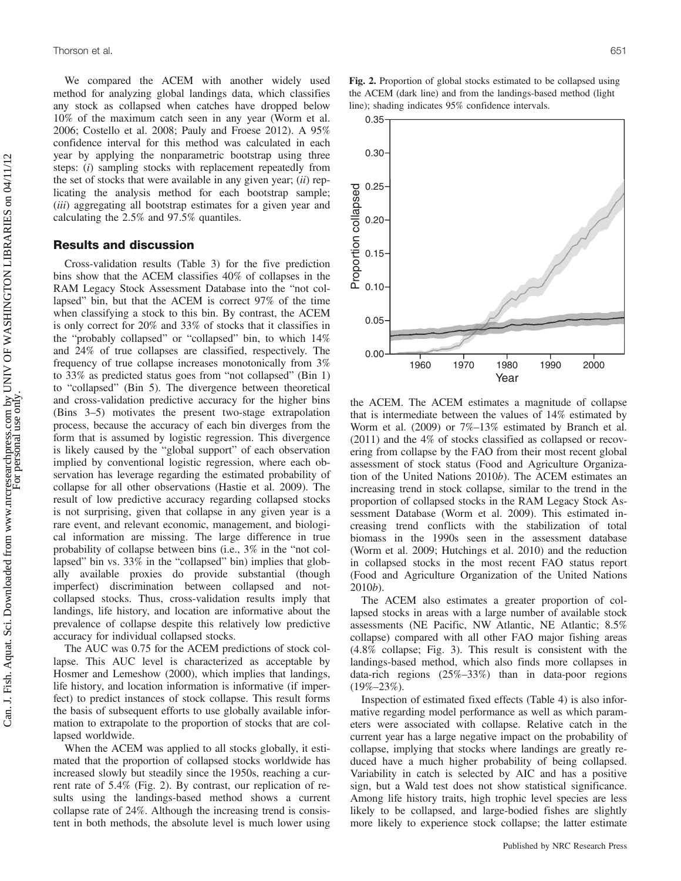We compared the ACEM with another widely used method for analyzing global landings data, which classifies any stock as collapsed when catches have dropped below 10% of the maximum catch seen in any year (Worm et al. 2006; Costello et al. 2008; Pauly and Froese 2012). A 95% confidence interval for this method was calculated in each year by applying the nonparametric bootstrap using three steps: (*i*) sampling stocks with replacement repeatedly from the set of stocks that were available in any given year; (*ii*) replicating the analysis method for each bootstrap sample; (*iii*) aggregating all bootstrap estimates for a given year and calculating the 2.5% and 97.5% quantiles.

## Results and discussion

Cross-validation results (Table 3) for the five prediction bins show that the ACEM classifies 40% of collapses in the RAM Legacy Stock Assessment Database into the "not collapsed" bin, but that the ACEM is correct 97% of the time when classifying a stock to this bin. By contrast, the ACEM is only correct for 20% and 33% of stocks that it classifies in the "probably collapsed" or "collapsed" bin, to which 14% and 24% of true collapses are classified, respectively. The frequency of true collapse increases monotonically from 3% to 33% as predicted status goes from "not collapsed" (Bin 1) to "collapsed" (Bin 5). The divergence between theoretical and cross-validation predictive accuracy for the higher bins (Bins 3–5) motivates the present two-stage extrapolation process, because the accuracy of each bin diverges from the form that is assumed by logistic regression. This divergence is likely caused by the "global support" of each observation implied by conventional logistic regression, where each observation has leverage regarding the estimated probability of collapse for all other observations (Hastie et al. 2009). The result of low predictive accuracy regarding collapsed stocks is not surprising, given that collapse in any given year is a rare event, and relevant economic, management, and biological information are missing. The large difference in true probability of collapse between bins (i.e., 3% in the "not collapsed" bin vs. 33% in the "collapsed" bin) implies that globally available proxies do provide substantial (though imperfect) discrimination between collapsed and not-collapsed stocks. Thus, cross-validation results imply that landings, life history, and location are informative about the prevalence of collapse despite this relatively low predictive accuracy for individual collapsed stocks.

The AUC was 0.75 for the ACEM predictions of stock collapse. This AUC level is characterized as acceptable by Hosmer and Lemeshow (2000), which implies that landings, life history, and location information is informative (if imperfect) to predict instances of stock collapse. This result forms the basis of subsequent efforts to use globally available information to extrapolate to the proportion of stocks that are collapsed worldwide.

When the ACEM was applied to all stocks globally, it estimated that the proportion of collapsed stocks worldwide has increased slowly but steadily since the 1950s, reaching a current rate of 5.4% (Fig. 2). By contrast, our replication of results using the landings-based method shows a current collapse rate of 24%. Although the increasing trend is consistent in both methods, the absolute level is much lower using the ACEM. The ACEM estimates a magnitude of collapse that is intermediate between the values of 14% estimated by Worm et al. (2009) or 7%–13% estimated by Branch et al. (2011) and the 4% of stocks classified as collapsed or recovering from collapse by the FAO from their most recent global assessment of stock status (Food and Agriculture Organization of the United Nations 2010*b*). The ACEM estimates an increasing trend in stock collapse, similar to the trend in the proportion of collapsed stocks in the RAM Legacy Stock Assessment Database (Worm et al. 2009). This estimated increasing trend conflicts with the stabilization of total biomass in the 1990s seen in the assessment database (Worm et al. 2009; Hutchings et al. 2010) and the reduction in collapsed stocks in the most recent FAO status report (Food and Agriculture Organization of the United Nations 2010*b*).

**Fig. 2.** Proportion of global stocks estimated to be collapsed using the ACEM (dark line) and from the landings-based method (light line); shading indicates 95% confidence intervals.

The ACEM also estimates a greater proportion of collapsed stocks in areas with a large number of available stock assessments (NE Pacific, NW Atlantic, NE Atlantic; 8.5% collapse) compared with all other FAO major fishing areas (4.8% collapse; Fig. 3). This result is consistent with the landings-based method, which also finds more collapses in data-rich regions (25%–33%) than in data-poor regions (19%–23%).

Inspection of estimated fixed effects (Table 4) is also informative regarding model performance as well as which parameters were associated with collapse. Relative catch in the current year has a large negative impact on the probability of collapse, implying that stocks where landings are greatly reduced have a much higher probability of being collapsed. Variability in catch is selected by AIC and has a positive sign, but a Wald test does not show statistical significance. Among life history traits, high trophic level species are less likely to be collapsed, and large-bodied fishes are slightly more likely to experience stock collapse; the latter estimate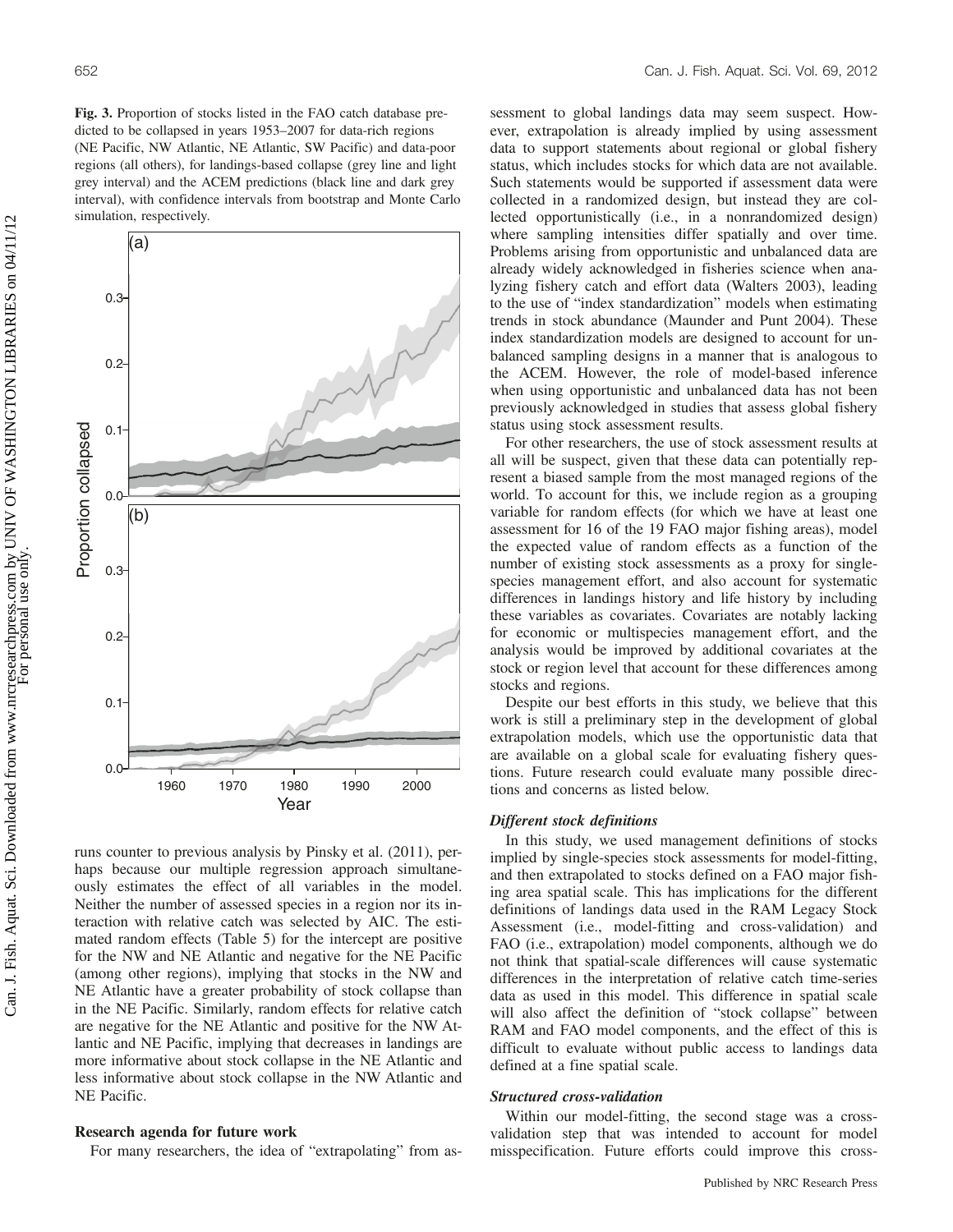**Fig. 3.** Proportion of stocks listed in the FAO catch database predicted to be collapsed in years 1953–2007 for data-rich regions (NE Pacific, NW Atlantic, NE Atlantic, SW Pacific) and data-poor regions (all others), for landings-based collapse (grey line and light grey interval) and the ACEM predictions (black line and dark grey interval), with confidence intervals from bootstrap and Monte Carlo simulation, respectively.

runs counter to previous analysis by Pinsky et al. (2011), perhaps because our multiple regression approach simultaneously estimates the effect of all variables in the model. Neither the number of assessed species in a region nor its interaction with relative catch was selected by AIC. The estimated random effects (Table 5) for the intercept are positive for the NW and NE Atlantic and negative for the NE Pacific (among other regions), implying that stocks in the NW and NE Atlantic have a greater probability of stock collapse than in the NE Pacific. Similarly, random effects for relative catch are negative for the NE Atlantic and positive for the NW Atlantic and NE Pacific, implying that decreases in landings are more informative about stock collapse in the NE Atlantic and less informative about stock collapse in the NW Atlantic and NE Pacific.

## Research agenda for future work

For many researchers, the idea of "extrapolating" from assessment to global landings data may seem suspect. However, extrapolation is already implied by using assessment data to support statements about regional or global fishery status, which includes stocks for which data are not available. Such statements would be supported if assessment data were collected in a randomized design, but instead they are collected opportunistically (i.e., in a nonrandomized design) where sampling intensities differ spatially and over time. Problems arising from opportunistic and unbalanced data are already widely acknowledged in fisheries science when analyzing fishery catch and effort data (Walters 2003), leading to the use of "index standardization" models when estimating trends in stock abundance (Maunder and Punt 2004). These index standardization models are designed to account for unbalanced sampling designs in a manner that is analogous to the ACEM. However, the role of model-based inference when using opportunistic and unbalanced data has not been previously acknowledged in studies that assess global fishery status using stock assessment results.

For other researchers, the use of stock assessment results at all will be suspect, given that these data can potentially represent a biased sample from the most managed regions of the world. To account for this, we include region as a grouping variable for random effects (for which we have at least one assessment for 16 of the 19 FAO major fishing areas), model the expected value of random effects as a function of the number of existing stock assessments as a proxy for single-species management effort, and also account for systematic differences in landings history and life history by including these variables as covariates. Covariates are notably lacking for economic or multispecies management effort, and the analysis would be improved by additional covariates at the stock or region level that account for these differences among stocks and regions.

Despite our best efforts in this study, we believe that this work is still a preliminary step in the development of global extrapolation models, which use the opportunistic data that are available on a global scale for evaluating fishery questions. Future research could evaluate many possible directions and concerns as listed below.

### *Different stock definitions*

In this study, we used management definitions of stocks implied by single-species stock assessments for model-fitting, and then extrapolated to stocks defined on a FAO major fishing area spatial scale. This has implications for the different definitions of landings data used in the RAM Legacy Stock Assessment (i.e., model-fitting and cross-validation) and FAO (i.e., extrapolation) model components, although we do not think that spatial-scale differences will cause systematic differences in the interpretation of relative catch time-series data as used in this model. This difference in spatial scale will also affect the definition of "stock collapse" between RAM and FAO model components, and the effect of this is difficult to evaluate without public access to landings data defined at a fine spatial scale.

### *Structured cross-validation*

Within our model-fitting, the second stage was a cross-validation step that was intended to account for model misspecification. Future efforts could improve this cross-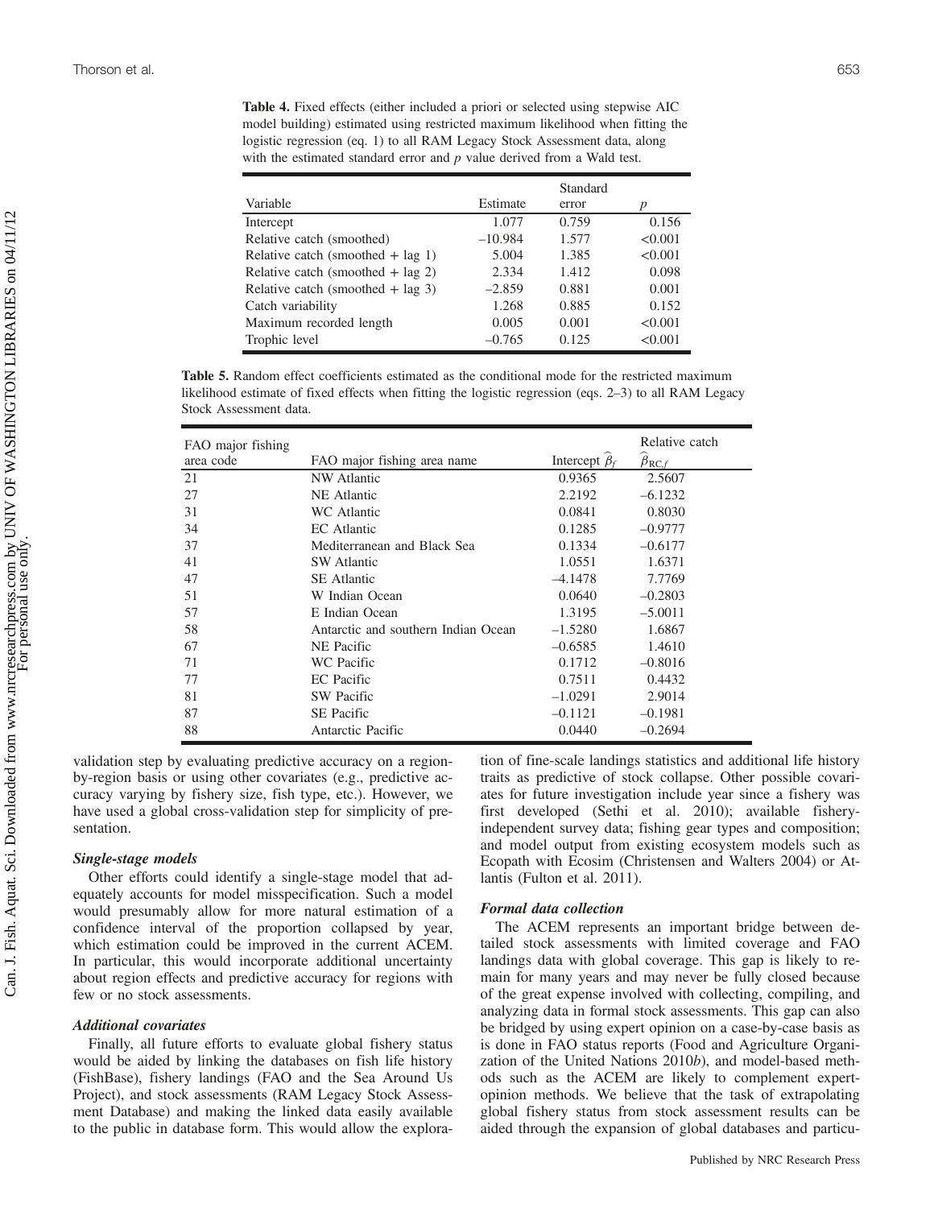**Table 4.** Fixed effects (either included a priori or selected using stepwise AIC model building) estimated using restricted maximum likelihood when fitting the logistic regression (eq. 1) to all RAM Legacy Stock Assessment data, along with the estimated standard error and $p$ value derived from a Wald test.

| Variable | Estimate | Standard error | $p$ |
|---|---|---|---|
| Intercept | 1.077 | 0.759 | 0.156 |
| Relative catch (smoothed) | –10.984 | 1.577 | <0.001 |
| Relative catch (smoothed + lag 1) | 5.004 | 1.385 | <0.001 |
| Relative catch (smoothed + lag 2) | 2.334 | 1.412 | 0.098 |
| Relative catch (smoothed + lag 3) | –2.859 | 0.881 | 0.001 |
| Catch variability | 1.268 | 0.885 | 0.152 |
| Maximum recorded length | 0.005 | 0.001 | <0.001 |
| Trophic level | –0.765 | 0.125 | <0.001 |

**Table 5.** Random effect coefficients estimated as the conditional mode for the restricted maximum likelihood estimate of fixed effects when fitting the logistic regression (eqs. 2–3) to all RAM Legacy Stock Assessment data.

| FAO major fishing area code | FAO major fishing area name | Intercept $\widehat{\beta}_f$ | Relative catch $\widehat{\beta}_{\mathrm{RC},f}$ |
|---|---|---|---|
| 21 | NW Atlantic | 0.9365 | 2.5607 |
| 27 | NE Atlantic | 2.2192 | –6.1232 |
| 31 | WC Atlantic | 0.0841 | 0.8030 |
| 34 | EC Atlantic | 0.1285 | –0.9777 |
| 37 | Mediterranean and Black Sea | 0.1334 | –0.6177 |
| 41 | SW Atlantic | 1.0551 | 1.6371 |
| 47 | SE Atlantic | –4.1478 | 7.7769 |
| 51 | W Indian Ocean | 0.0640 | –0.2803 |
| 57 | E Indian Ocean | 1.3195 | –5.0011 |
| 58 | Antarctic and southern Indian Ocean | –1.5280 | 1.6867 |
| 67 | NE Pacific | –0.6585 | 1.4610 |
| 71 | WC Pacific | 0.1712 | –0.8016 |
| 77 | EC Pacific | 0.7511 | 0.4432 |
| 81 | SW Pacific | –1.0291 | 2.9014 |
| 87 | SE Pacific | –0.1121 | –0.1981 |
| 88 | Antarctic Pacific | 0.0440 | –0.2694 |

validation step by evaluating predictive accuracy on a region-by-region basis or using other covariates (e.g., predictive accuracy varying by fishery size, fish type, etc.). However, we have used a global cross-validation step for simplicity of presentation.

### *Single-stage models*

Other efforts could identify a single-stage model that adequately accounts for model misspecification. Such a model would presumably allow for more natural estimation of a confidence interval of the proportion collapsed by year, which estimation could be improved in the current ACEM. In particular, this would incorporate additional uncertainty about region effects and predictive accuracy for regions with few or no stock assessments.

### *Additional covariates*

Finally, all future efforts to evaluate global fishery status would be aided by linking the databases on fish life history (FishBase), fishery landings (FAO and the Sea Around Us Project), and stock assessments (RAM Legacy Stock Assessment Database) and making the linked data easily available to the public in database form. This would allow the exploration of fine-scale landings statistics and additional life history traits as predictive of stock collapse. Other possible covariates for future investigation include year since a fishery was first developed (Sethi et al. 2010); available fishery-independent survey data; fishing gear types and composition; and model output from existing ecosystem models such as Ecopath with Ecosim (Christensen and Walters 2004) or Atlantis (Fulton et al. 2011).

### *Formal data collection*

The ACEM represents an important bridge between detailed stock assessments with limited coverage and FAO landings data with global coverage. This gap is likely to remain for many years and may never be fully closed because of the great expense involved with collecting, compiling, and analyzing data in formal stock assessments. This gap can also be bridged by using expert opinion on a case-by-case basis as is done in FAO status reports (Food and Agriculture Organization of the United Nations 2010*b*), and model-based methods such as the ACEM are likely to complement expert-opinion methods. We believe that the task of extrapolating global fishery status from stock assessment results can be aided through the expansion of global databases and particu-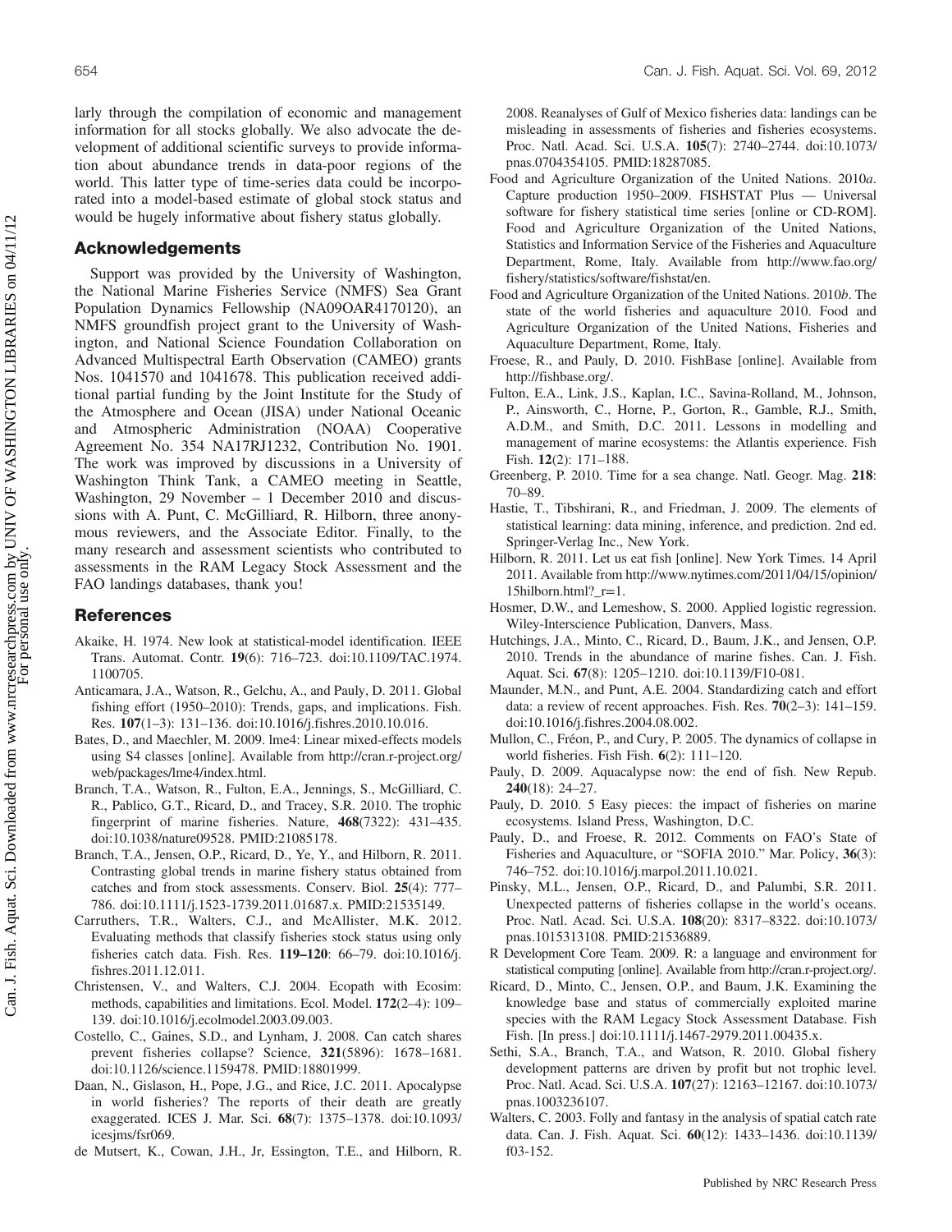larly through the compilation of economic and management information for all stocks globally. We also advocate the development of additional scientific surveys to provide information about abundance trends in data-poor regions of the world. This latter type of time-series data could be incorporated into a model-based estimate of global stock status and would be hugely informative about fishery status globally.

## Acknowledgements

Support was provided by the University of Washington, the National Marine Fisheries Service (NMFS) Sea Grant Population Dynamics Fellowship (NA09OAR4170120), an NMFS groundfish project grant to the University of Washington, and National Science Foundation Collaboration on Advanced Multispectral Earth Observation (CAMEO) grants Nos. 1041570 and 1041678. This publication received additional partial funding by the Joint Institute for the Study of the Atmosphere and Ocean (JISA) under National Oceanic and Atmospheric Administration (NOAA) Cooperative Agreement No. 354 NA17RJ1232, Contribution No. 1901. The work was improved by discussions in a University of Washington Think Tank, a CAMEO meeting in Seattle, Washington, 29 November – 1 December 2010 and discussions with A. Punt, C. McGilliard, R. Hilborn, three anonymous reviewers, and the Associate Editor. Finally, to the many research and assessment scientists who contributed to assessments in the RAM Legacy Stock Assessment and the FAO landings databases, thank you!

## References

Akaike, H. 1974. New look at statistical-model identification. IEEE Trans. Automat. Contr. **19**(6): 716–723. doi:10.1109/TAC.1974.1100705.

Anticamara, J.A., Watson, R., Gelchu, A., and Pauly, D. 2011. Global fishing effort (1950–2010): Trends, gaps, and implications. Fish. Res. **107**(1–3): 131–136. doi:10.1016/j.fishres.2010.10.016.

Bates, D., and Maechler, M. 2009. lme4: Linear mixed-effects models using S4 classes [online]. Available from http://cran.r-project.org/web/packages/lme4/index.html.

Branch, T.A., Watson, R., Fulton, E.A., Jennings, S., McGilliard, C. R., Pablico, G.T., Ricard, D., and Tracey, S.R. 2010. The trophic fingerprint of marine fisheries. Nature, **468**(7322): 431–435. doi:10.1038/nature09528. PMID:21085178.

Branch, T.A., Jensen, O.P., Ricard, D., Ye, Y., and Hilborn, R. 2011. Contrasting global trends in marine fishery status obtained from catches and from stock assessments. Conserv. Biol. **25**(4): 777–786. doi:10.1111/j.1523-1739.2011.01687.x. PMID:21535149.

Carruthers, T.R., Walters, C.J., and McAllister, M.K. 2012. Evaluating methods that classify fisheries stock status using only fisheries catch data. Fish. Res. **119–120**: 66–79. doi:10.1016/j.fishres.2011.12.011.

Christensen, V., and Walters, C.J. 2004. Ecopath with Ecosim: methods, capabilities and limitations. Ecol. Model. **172**(2–4): 109–139. doi:10.1016/j.ecolmodel.2003.09.003.

Costello, C., Gaines, S.D., and Lynham, J. 2008. Can catch shares prevent fisheries collapse? Science, **321**(5896): 1678–1681. doi:10.1126/science.1159478. PMID:18801999.

Daan, N., Gislason, H., Pope, J.G., and Rice, J.C. 2011. Apocalypse in world fisheries? The reports of their death are greatly exaggerated. ICES J. Mar. Sci. **68**(7): 1375–1378. doi:10.1093/icesjms/fsr069.

de Mutsert, K., Cowan, J.H., Jr, Essington, T.E., and Hilborn, R. 2008. Reanalyses of Gulf of Mexico fisheries data: landings can be misleading in assessments of fisheries and fisheries ecosystems. Proc. Natl. Acad. Sci. U.S.A. **105**(7): 2740–2744. doi:10.1073/pnas.0704354105. PMID:18287085.

Food and Agriculture Organization of the United Nations. 2010*a*. Capture production 1950–2009. FISHSTAT Plus — Universal software for fishery statistical time series [online or CD-ROM]. Food and Agriculture Organization of the United Nations, Statistics and Information Service of the Fisheries and Aquaculture Department, Rome, Italy. Available from http://www.fao.org/fishery/statistics/software/fishstat/en.

Food and Agriculture Organization of the United Nations. 2010*b*. The state of the world fisheries and aquaculture 2010. Food and Agriculture Organization of the United Nations, Fisheries and Aquaculture Department, Rome, Italy.

Froese, R., and Pauly, D. 2010. FishBase [online]. Available from http://fishbase.org/.

Fulton, E.A., Link, J.S., Kaplan, I.C., Savina-Rolland, M., Johnson, P., Ainsworth, C., Horne, P., Gorton, R., Gamble, R.J., Smith, A.D.M., and Smith, D.C. 2011. Lessons in modelling and management of marine ecosystems: the Atlantis experience. Fish Fish. **12**(2): 171–188.

Greenberg, P. 2010. Time for a sea change. Natl. Geogr. Mag. **218**: 70–89.

Hastie, T., Tibshirani, R., and Friedman, J. 2009. The elements of statistical learning: data mining, inference, and prediction. 2nd ed. Springer-Verlag Inc., New York.

Hilborn, R. 2011. Let us eat fish [online]. New York Times. 14 April 2011. Available from http://www.nytimes.com/2011/04/15/opinion/15hilborn.html?_r=1.

Hosmer, D.W., and Lemeshow, S. 2000. Applied logistic regression. Wiley-Interscience Publication, Danvers, Mass.

Hutchings, J.A., Minto, C., Ricard, D., Baum, J.K., and Jensen, O.P. 2010. Trends in the abundance of marine fishes. Can. J. Fish. Aquat. Sci. **67**(8): 1205–1210. doi:10.1139/F10-081.

Maunder, M.N., and Punt, A.E. 2004. Standardizing catch and effort data: a review of recent approaches. Fish. Res. **70**(2–3): 141–159. doi:10.1016/j.fishres.2004.08.002.

Mullon, C., Fréon, P., and Cury, P. 2005. The dynamics of collapse in world fisheries. Fish Fish. **6**(2): 111–120.

Pauly, D. 2009. Aquacalypse now: the end of fish. New Repub. **240**(18): 24–27.

Pauly, D. 2010. 5 Easy pieces: the impact of fisheries on marine ecosystems. Island Press, Washington, D.C.

Pauly, D., and Froese, R. 2012. Comments on FAO's State of Fisheries and Aquaculture, or "SOFIA 2010." Mar. Policy, **36**(3): 746–752. doi:10.1016/j.marpol.2011.10.021.

Pinsky, M.L., Jensen, O.P., Ricard, D., and Palumbi, S.R. 2011. Unexpected patterns of fisheries collapse in the world's oceans. Proc. Natl. Acad. Sci. U.S.A. **108**(20): 8317–8322. doi:10.1073/pnas.1015313108. PMID:21536889.

R Development Core Team. 2009. R: a language and environment for statistical computing [online]. Available from http://cran.r-project.org/.

Ricard, D., Minto, C., Jensen, O.P., and Baum, J.K. Examining the knowledge base and status of commercially exploited marine species with the RAM Legacy Stock Assessment Database. Fish Fish. [In press.] doi:10.1111/j.1467-2979.2011.00435.x.

Sethi, S.A., Branch, T.A., and Watson, R. 2010. Global fishery development patterns are driven by profit but not trophic level. Proc. Natl. Acad. Sci. U.S.A. **107**(27): 12163–12167. doi:10.1073/pnas.1003236107.

Walters, C. 2003. Folly and fantasy in the analysis of spatial catch rate data. Can. J. Fish. Aquat. Sci. **60**(12): 1433–1436. doi:10.1139/f03-152.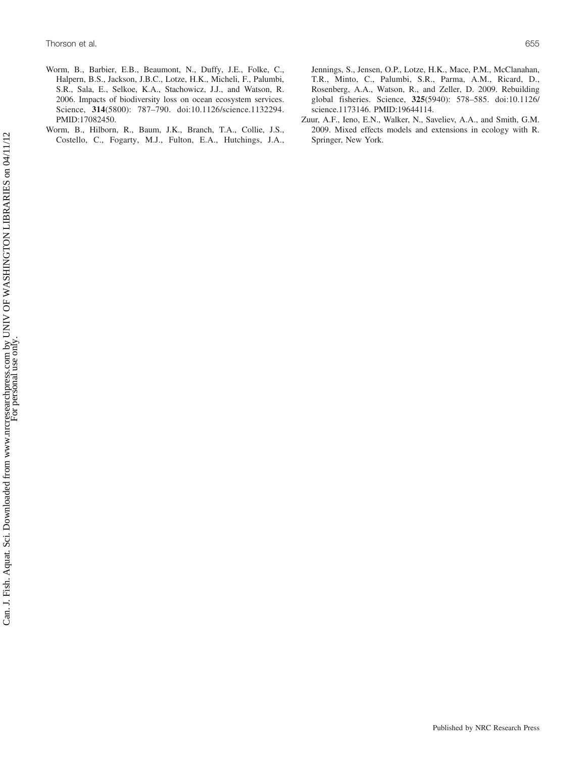Worm, B., Barbier, E.B., Beaumont, N., Duffy, J.E., Folke, C., Halpern, B.S., Jackson, J.B.C., Lotze, H.K., Micheli, F., Palumbi, S.R., Sala, E., Selkoe, K.A., Stachowicz, J.J., and Watson, R. 2006. Impacts of biodiversity loss on ocean ecosystem services. Science, **314**(5800): 787–790. doi:10.1126/science.1132294. PMID:17082450.

Worm, B., Hilborn, R., Baum, J.K., Branch, T.A., Collie, J.S., Costello, C., Fogarty, M.J., Fulton, E.A., Hutchings, J.A., Jennings, S., Jensen, O.P., Lotze, H.K., Mace, P.M., McClanahan, T.R., Minto, C., Palumbi, S.R., Parma, A.M., Ricard, D., Rosenberg, A.A., Watson, R., and Zeller, D. 2009. Rebuilding global fisheries. Science, **325**(5940): 578–585. doi:10.1126/science.1173146. PMID:19644114.

Zuur, A.F., Ieno, E.N., Walker, N., Saveliev, A.A., and Smith, G.M. 2009. Mixed effects models and extensions in ecology with R. Springer, New York.